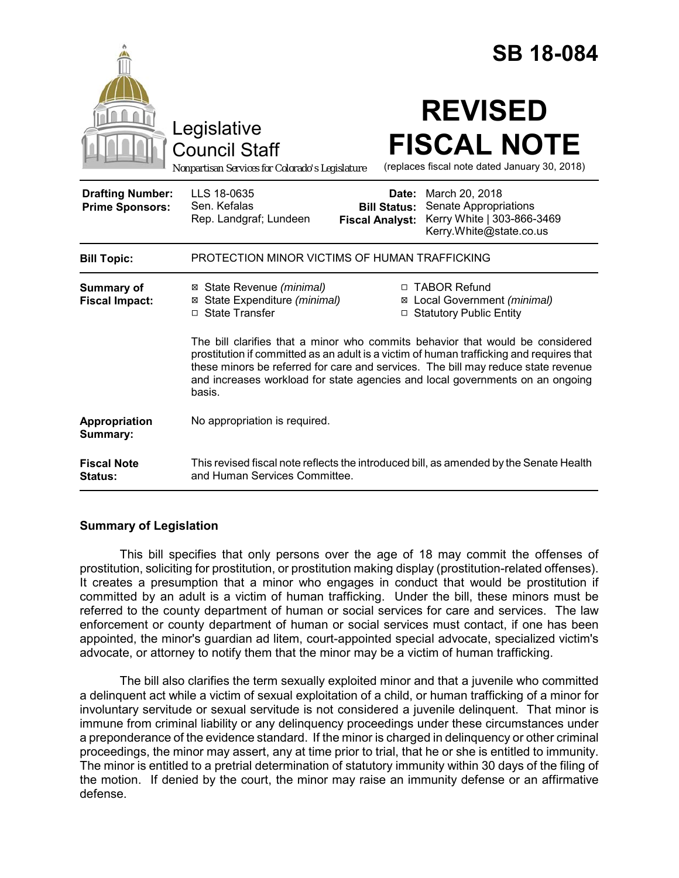# SB 18-084

Legislative Council Staff

*Nonpartisan Services for Colorado's Legislature*

# REVISED FISCAL NOTE

(replaces fiscal note dated January 30, 2018)

| | | | |
|---|---|---|---|
| **Drafting Number:** | LLS 18-0635 | **Date:** | March 20, 2018 |
| **Prime Sponsors:** | Sen. Kefalas<br>Rep. Landgraf; Lundeen | **Bill Status:** | Senate Appropriations |
| | | **Fiscal Analyst:** | Kerry White \| 303-866-3469<br>Kerry.White@state.co.us |

| | |
|---|---|
| **Bill Topic:** | PROTECTION MINOR VICTIMS OF HUMAN TRAFFICKING |
| **Summary of Fiscal Impact:** | ☒ State Revenue *(minimal)*<br>☒ State Expenditure *(minimal)*<br>☐ State Transfer<br>☐ TABOR Refund<br>☒ Local Government *(minimal)*<br>☐ Statutory Public Entity<br><br>The bill clarifies that a minor who commits behavior that would be considered prostitution if committed as an adult is a victim of human trafficking and requires that these minors be referred for care and services. The bill may reduce state revenue and increases workload for state agencies and local governments on an ongoing basis. |
| **Appropriation Summary:** | No appropriation is required. |
| **Fiscal Note Status:** | This revised fiscal note reflects the introduced bill, as amended by the Senate Health and Human Services Committee. |

## Summary of Legislation

This bill specifies that only persons over the age of 18 may commit the offenses of prostitution, soliciting for prostitution, or prostitution making display (prostitution-related offenses). It creates a presumption that a minor who engages in conduct that would be prostitution if committed by an adult is a victim of human trafficking. Under the bill, these minors must be referred to the county department of human or social services for care and services. The law enforcement or county department of human or social services must contact, if one has been appointed, the minor's guardian ad litem, court-appointed special advocate, specialized victim's advocate, or attorney to notify them that the minor may be a victim of human trafficking.

The bill also clarifies the term sexually exploited minor and that a juvenile who committed a delinquent act while a victim of sexual exploitation of a child, or human trafficking of a minor for involuntary servitude or sexual servitude is not considered a juvenile delinquent. That minor is immune from criminal liability or any delinquency proceedings under these circumstances under a preponderance of the evidence standard. If the minor is charged in delinquency or other criminal proceedings, the minor may assert, any at time prior to trial, that he or she is entitled to immunity. The minor is entitled to a pretrial determination of statutory immunity within 30 days of the filing of the motion. If denied by the court, the minor may raise an immunity defense or an affirmative defense.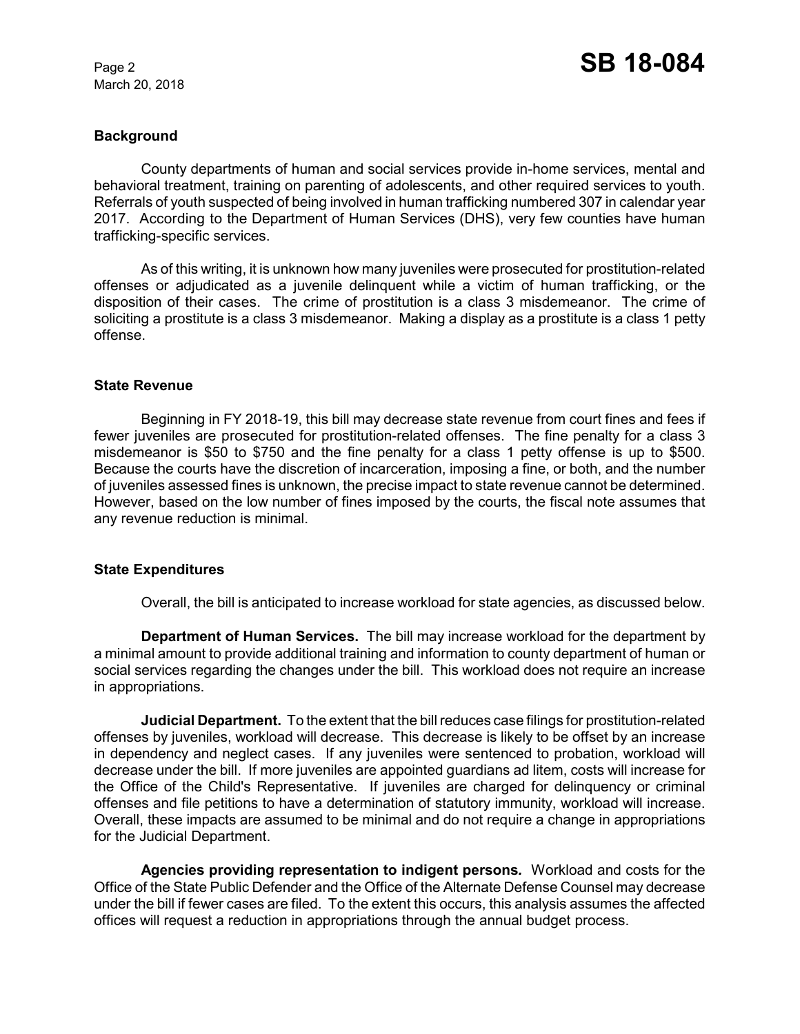## Background

County departments of human and social services provide in-home services, mental and behavioral treatment, training on parenting of adolescents, and other required services to youth. Referrals of youth suspected of being involved in human trafficking numbered 307 in calendar year 2017. According to the Department of Human Services (DHS), very few counties have human trafficking-specific services.

As of this writing, it is unknown how many juveniles were prosecuted for prostitution-related offenses or adjudicated as a juvenile delinquent while a victim of human trafficking, or the disposition of their cases. The crime of prostitution is a class 3 misdemeanor. The crime of soliciting a prostitute is a class 3 misdemeanor. Making a display as a prostitute is a class 1 petty offense.

## State Revenue

Beginning in FY 2018-19, this bill may decrease state revenue from court fines and fees if fewer juveniles are prosecuted for prostitution-related offenses. The fine penalty for a class 3 misdemeanor is $50 to $750 and the fine penalty for a class 1 petty offense is up to $500. Because the courts have the discretion of incarceration, imposing a fine, or both, and the number of juveniles assessed fines is unknown, the precise impact to state revenue cannot be determined. However, based on the low number of fines imposed by the courts, the fiscal note assumes that any revenue reduction is minimal.

## State Expenditures

Overall, the bill is anticipated to increase workload for state agencies, as discussed below.

**Department of Human Services.** The bill may increase workload for the department by a minimal amount to provide additional training and information to county department of human or social services regarding the changes under the bill. This workload does not require an increase in appropriations.

**Judicial Department.** To the extent that the bill reduces case filings for prostitution-related offenses by juveniles, workload will decrease. This decrease is likely to be offset by an increase in dependency and neglect cases. If any juveniles were sentenced to probation, workload will decrease under the bill. If more juveniles are appointed guardians ad litem, costs will increase for the Office of the Child's Representative. If juveniles are charged for delinquency or criminal offenses and file petitions to have a determination of statutory immunity, workload will increase. Overall, these impacts are assumed to be minimal and do not require a change in appropriations for the Judicial Department.

**Agencies providing representation to indigent persons.** Workload and costs for the Office of the State Public Defender and the Office of the Alternate Defense Counsel may decrease under the bill if fewer cases are filed. To the extent this occurs, this analysis assumes the affected offices will request a reduction in appropriations through the annual budget process.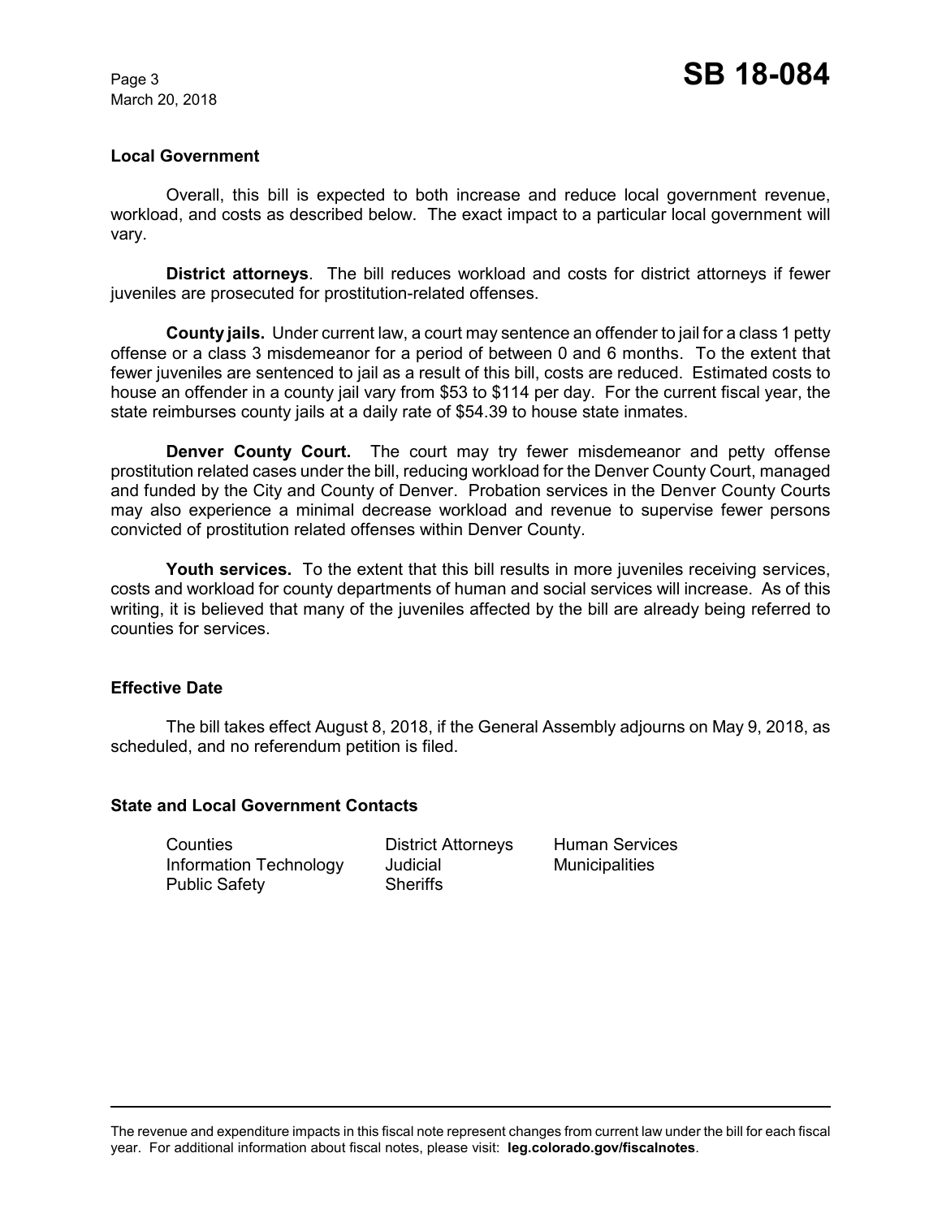### Local Government

Overall, this bill is expected to both increase and reduce local government revenue, workload, and costs as described below. The exact impact to a particular local government will vary.

**District attorneys**. The bill reduces workload and costs for district attorneys if fewer juveniles are prosecuted for prostitution-related offenses.

**County jails.** Under current law, a court may sentence an offender to jail for a class 1 petty offense or a class 3 misdemeanor for a period of between 0 and 6 months. To the extent that fewer juveniles are sentenced to jail as a result of this bill, costs are reduced. Estimated costs to house an offender in a county jail vary from $53 to $114 per day. For the current fiscal year, the state reimburses county jails at a daily rate of $54.39 to house state inmates.

**Denver County Court.** The court may try fewer misdemeanor and petty offense prostitution related cases under the bill, reducing workload for the Denver County Court, managed and funded by the City and County of Denver. Probation services in the Denver County Courts may also experience a minimal decrease workload and revenue to supervise fewer persons convicted of prostitution related offenses within Denver County.

**Youth services.** To the extent that this bill results in more juveniles receiving services, costs and workload for county departments of human and social services will increase. As of this writing, it is believed that many of the juveniles affected by the bill are already being referred to counties for services.

### Effective Date

The bill takes effect August 8, 2018, if the General Assembly adjourns on May 9, 2018, as scheduled, and no referendum petition is filed.

### State and Local Government Contacts

| | | |
|---|---|---|
| Counties | District Attorneys | Human Services |
| Information Technology | Judicial | Municipalities |
| Public Safety | Sheriffs | |

The revenue and expenditure impacts in this fiscal note represent changes from current law under the bill for each fiscal year. For additional information about fiscal notes, please visit: **leg.colorado.gov/fiscalnotes**.